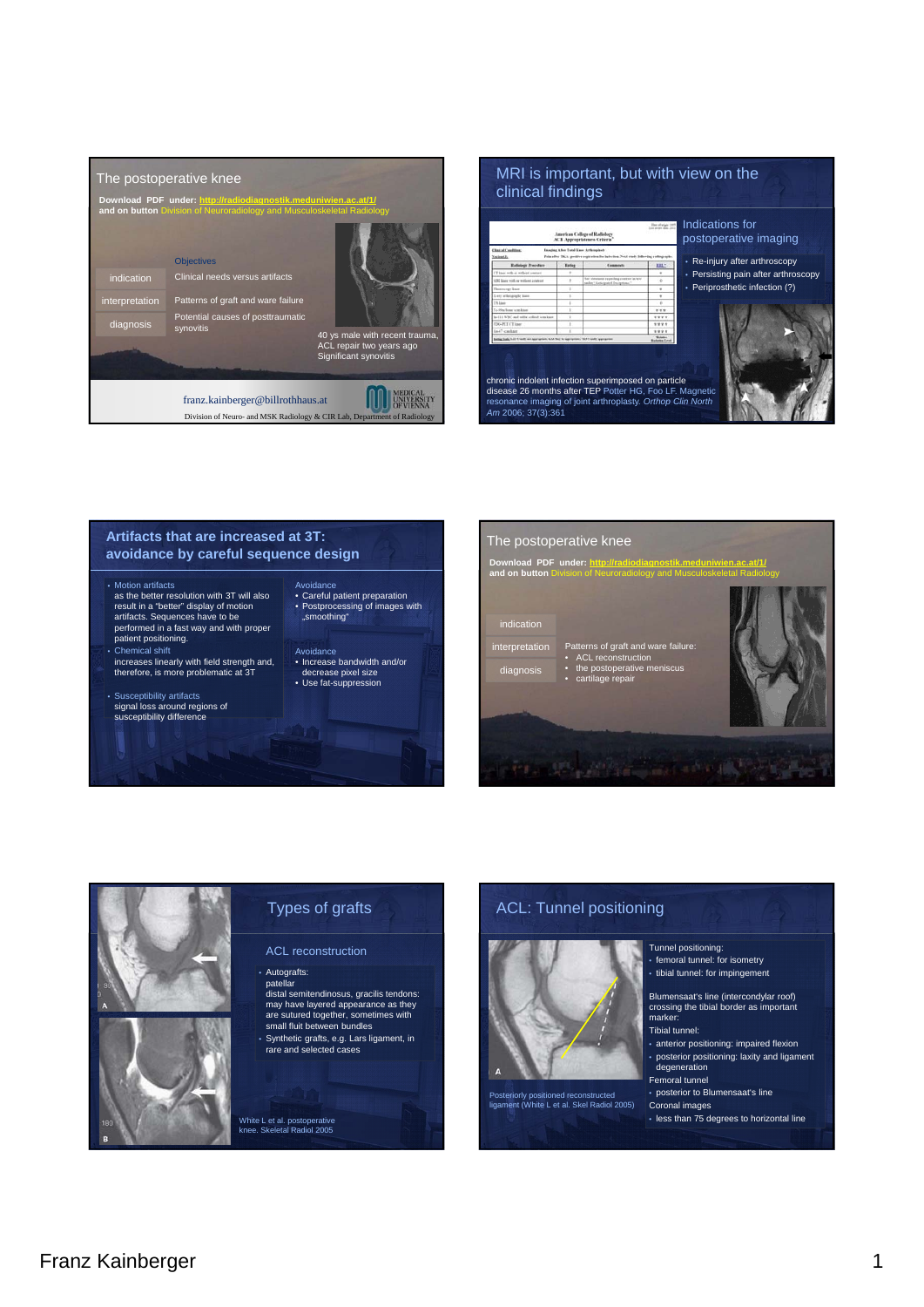## The postoperative knee

**Download PDF under: http://radiodiagnostik.meduniwien.ac.at/1/**
**and on button** Division of Neuroradiology and Musculoskeletal Radiology

- indication
- interpretation
- diagnosis

Objectives

Clinical needs versus artifacts

Patterns of graft and ware failure

Potential causes of posttraumatic synovitis

40 ys male with recent trauma, ACL repair two years ago
Significant synovitis

franz.kainberger@billrothhaus.at

MEDICAL UNIVERSITY OF VIENNA

Division of Neuro- and MSK Radiology & CIR Lab, Department of Radiology

## MRI is important, but with view on the clinical findings

### Indications for postoperative imaging

- Re-injury after arthroscopy
- Persisting pain after arthroscopy
- Periprosthetic infection (?)

chronic indolent infection superimposed on particle disease 26 months after TEP Potter HG, Foo LF. Magnetic resonance imaging of joint arthroplasty. *Orthop Clin North Am* 2006; 37(3):361

## Artifacts that are increased at 3T: avoidance by careful sequence design

- Motion artifacts
  as the better resolution with 3T will also result in a "better" display of motion artifacts. Sequences have to be performed in a fast way and with proper patient positioning.
- Chemical shift
  increases linearly with field strength and, therefore, is more problematic at 3T
- Susceptibility artifacts
  signal loss around regions of susceptibility difference

Avoidance
- Careful patient preparation
- Postprocessing of images with „smoothing"

Avoidance
- Increase bandwidth and/or decrease pixel size
- Use fat-suppression

## The postoperative knee

**Download PDF under: http://radiodiagnostik.meduniwien.ac.at/1/**
**and on button** Division of Neuroradiology and Musculoskeletal Radiology

- indication
- interpretation
- diagnosis

Patterns of graft and ware failure:
- ACL reconstruction
- the postoperative meniscus
- cartilage repair

## Types of grafts

### ACL reconstruction

- Autografts:
  patellar
  distal semitendinosus, gracilis tendons: may have layered appearance as they are sutured together, sometimes with small fluit between bundles
- Synthetic grafts, e.g. Lars ligament, in rare and selected cases

White L et al. postoperative knee. Skeletal Radiol 2005

## ACL: Tunnel positioning

Tunnel positioning:
- femoral tunnel: for isometry
- tibial tunnel: for impingement

Blumensaat's line (intercondylar roof) crossing the tibial border as important marker:

Tibial tunnel:
- anterior positioning: impaired flexion
- posterior positioning: laxity and ligament degeneration

Femoral tunnel
- posterior to Blumensaat's line

Coronal images
- less than 75 degrees to horizontal line

Posteriorly positioned reconstructed ligament (White L et al. Skel Radiol 2005)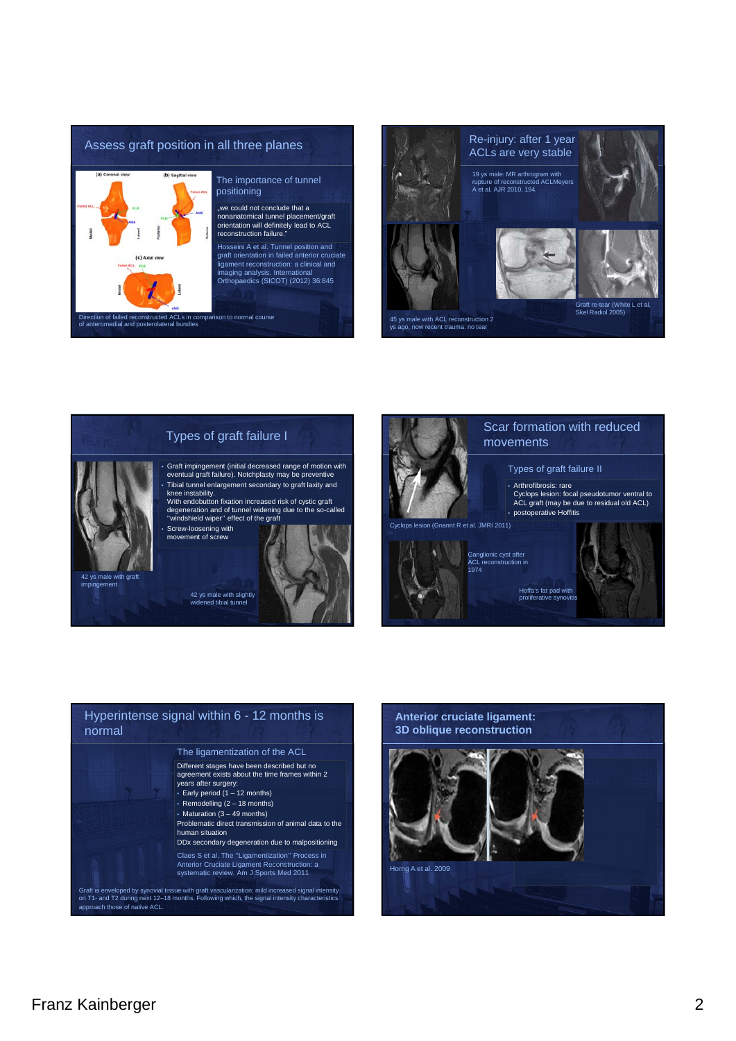## Assess graft position in all three planes

### The importance of tunnel positioning

„we could not conclude that a nonanatomical tunnel placement/graft orientation will definitely lead to ACL reconstruction failure."

Hosseini A et al. Tunnel position and graft orientation in failed anterior cruciate ligament reconstruction: a clinical and imaging analysis. International Orthopaedics (SICOT) (2012) 36:845

Direction of failed reconstructed ACLs in comparison to normal course of anteromedial and posterolateral bundles

## Re-injury: after 1 year ACLs are very stable

19 ys male: MR arthrogram with rupture of reconstructed ACLMeyers A et al. AJR 2010, 194.

45 ys male with ACL reconstruction 2 ys ago, now recent trauma: no tear

Graft re-tear (White L et al, Skel Radiol 2005)

## Types of graft failure I

- Graft impingement (initial decreased range of motion with eventual graft failure). Notchplasty may be preventive
- Tibial tunnel enlargement secondary to graft laxity and knee instability.
  With endobutton fixation increased risk of cystic graft degeneration and of tunnel widening due to the so-called "windshield wiper" effect of the graft
- Screw-loosening with movement of screw

42 ys male with graft impingement

42 ys male with slightly widened tibial tunnel

## Scar formation with reduced movements

### Types of graft failure II

- Arthrofibrosis: rare
  Cyclops lesion: focal pseudotumor ventral to ACL graft (may be due to residual old ACL)
- postoperative Hoffitis

Cyclops lesion (Gnannt R et al. JMRI 2011)

Ganglionic cyst after ACL reconstruction in 1974

Hoffa's fat pad with proliferative synovitis

## Hyperintense signal within 6 - 12 months is normal

### The ligamentization of the ACL

Different stages have been described but no agreement exists about the time frames within 2 years after surgery:

- Early period (1 – 12 months)
- Remodelling (2 – 18 months)
- Maturation (3 – 49 months)

Problematic direct transmission of animal data to the human situation

DDx secondary degeneration due to malpositioning

Claes S et al. The "Ligamentization" Process in Anterior Cruciate Ligament Reconstruction: a systematic review. Am J Sports Med 2011

Graft is enveloped by synovial tissue with graft vascularization: mild increased signal intensity on T1- and T2 during next 12–18 months. Following which, the signal intensity characteristics approach those of native ACL.

## **Anterior cruciate ligament: 3D oblique reconstruction**

Horng A et al. 2009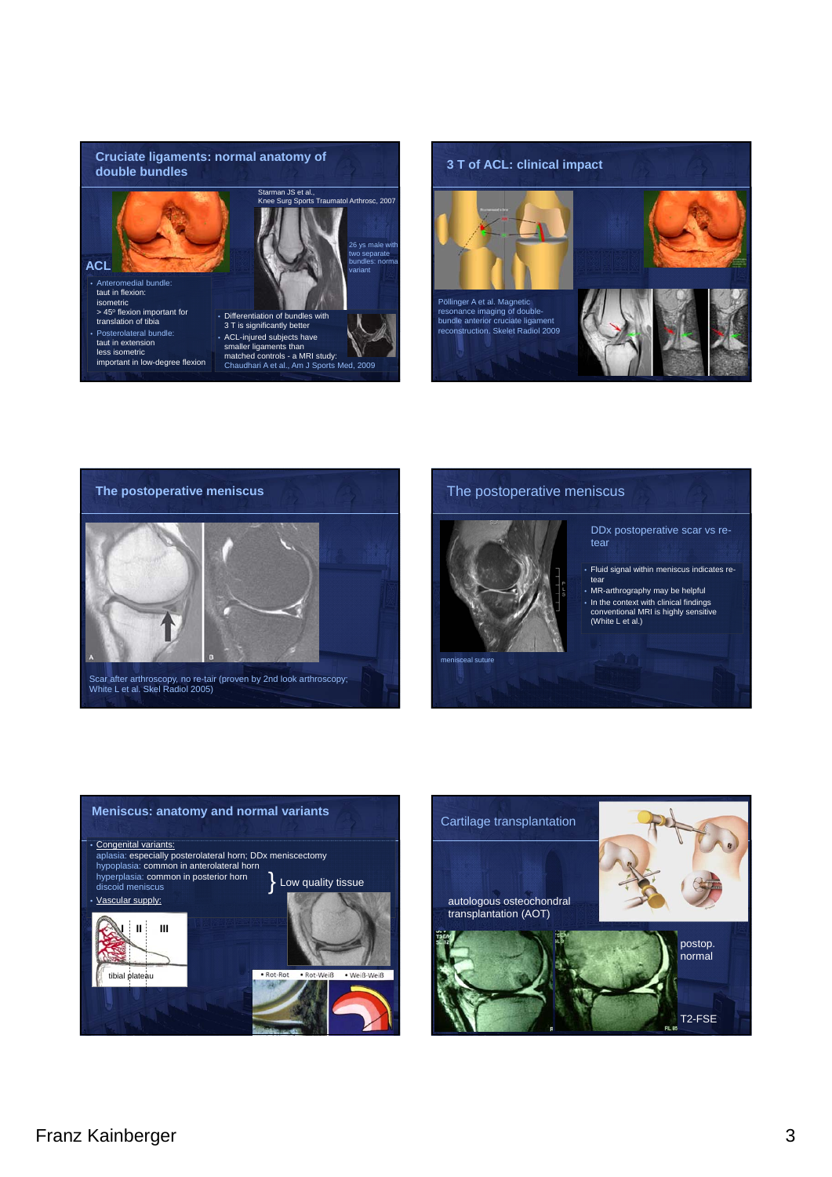## Cruciate ligaments: normal anatomy of double bundles

Starman JS et al., Knee Surg Sports Traumatol Arthrosc, 2007

26 ys male with two separate bundles: norma variant

**ACL**

- Anteromedial bundle:
  taut in flexion:
  isometric
  > 45º flexion important for translation of tibia
- Posterolateral bundle:
  taut in extension
  less isometric
  important in low-degree flexion

- Differentiation of bundles with 3 T is significantly better
- ACL-injured subjects have smaller ligaments than matched controls - a MRI study: Chaudhari A et al., Am J Sports Med, 2009

## 3 T of ACL: clinical impact

Pöllinger A et al. Magnetic resonance imaging of double-bundle anterior cruciate ligament reconstruction. Skelet Radiol 2009

## The postoperative meniscus

Scar after arthroscopy, no re-tair (proven by 2nd look arthroscopy; White L et al. Skel Radiol 2005)

## The postoperative meniscus

DDx postoperative scar vs re-tear

- Fluid signal within meniscus indicates re-tear
- MR-arthrography may be helpful
- In the context with clinical findings conventional MRI is highly sensitive (White L et al.)

menisceal suture

## Meniscus: anatomy and normal variants

- Congenital variants:
  aplasia: especially posterolateral horn; DDx meniscectomy
  hypoplasia: common in anterolateral horn
  hyperplasia: common in posterior horn
  discoid meniscus
  } Low quality tissue
- Vascular supply:

I II III

tibial plateau

• Rot-Rot • Rot-Weiß • Weiß-Weiß

## Cartilage transplantation

autologous osteochondral transplantation (AOT)

postop. normal

T2-FSE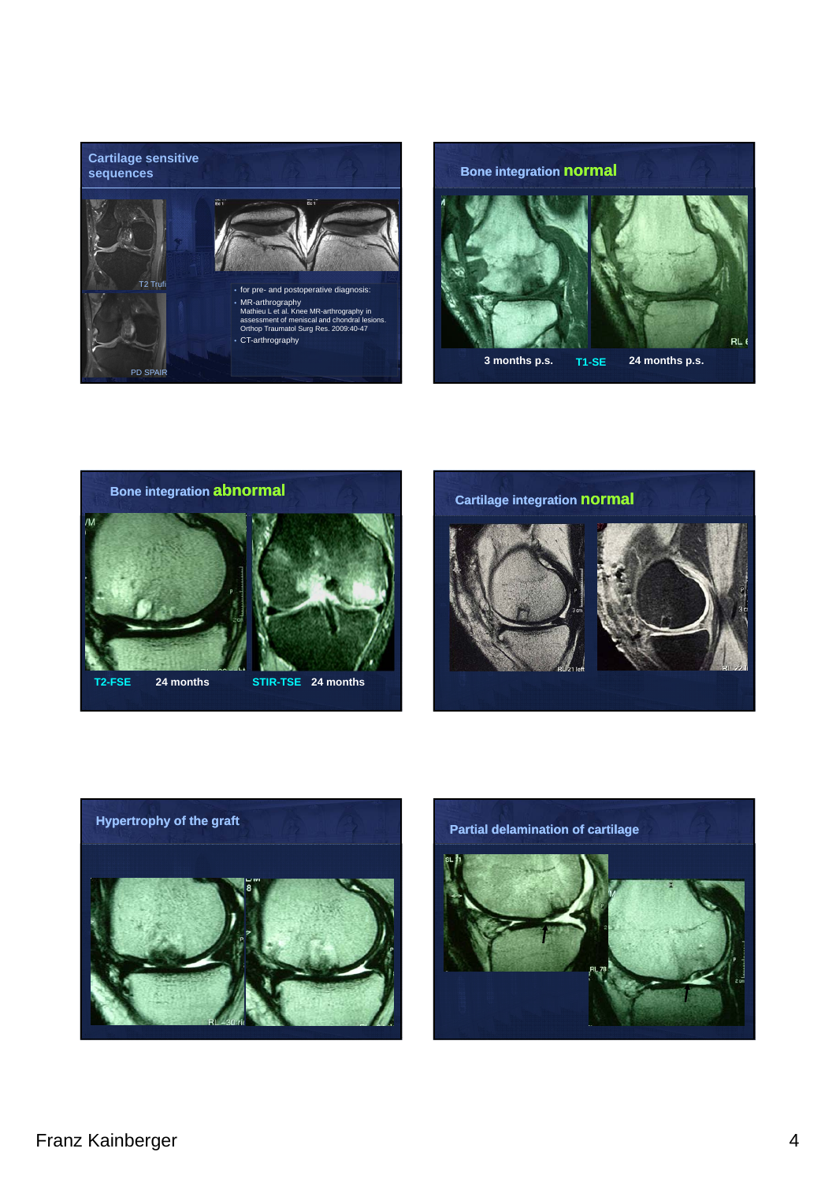## Cartilage sensitive sequences

T2 Trufi

PD SPAIR

- for pre- and postoperative diagnosis:
- MR-arthrography
  Mathieu L et al. Knee MR-arthrography in assessment of meniscal and chondral lesions. Orthop Traumatol Surg Res. 2009:40-47
- CT-arthrography

## Bone integration **normal**

3 months p.s. T1-SE 24 months p.s.

## Bone integration **abnormal**

T2-FSE 24 months STIR-TSE 24 months

## Cartilage integration **normal**

## Hypertrophy of the graft

## Partial delamination of cartilage

Franz Kainberger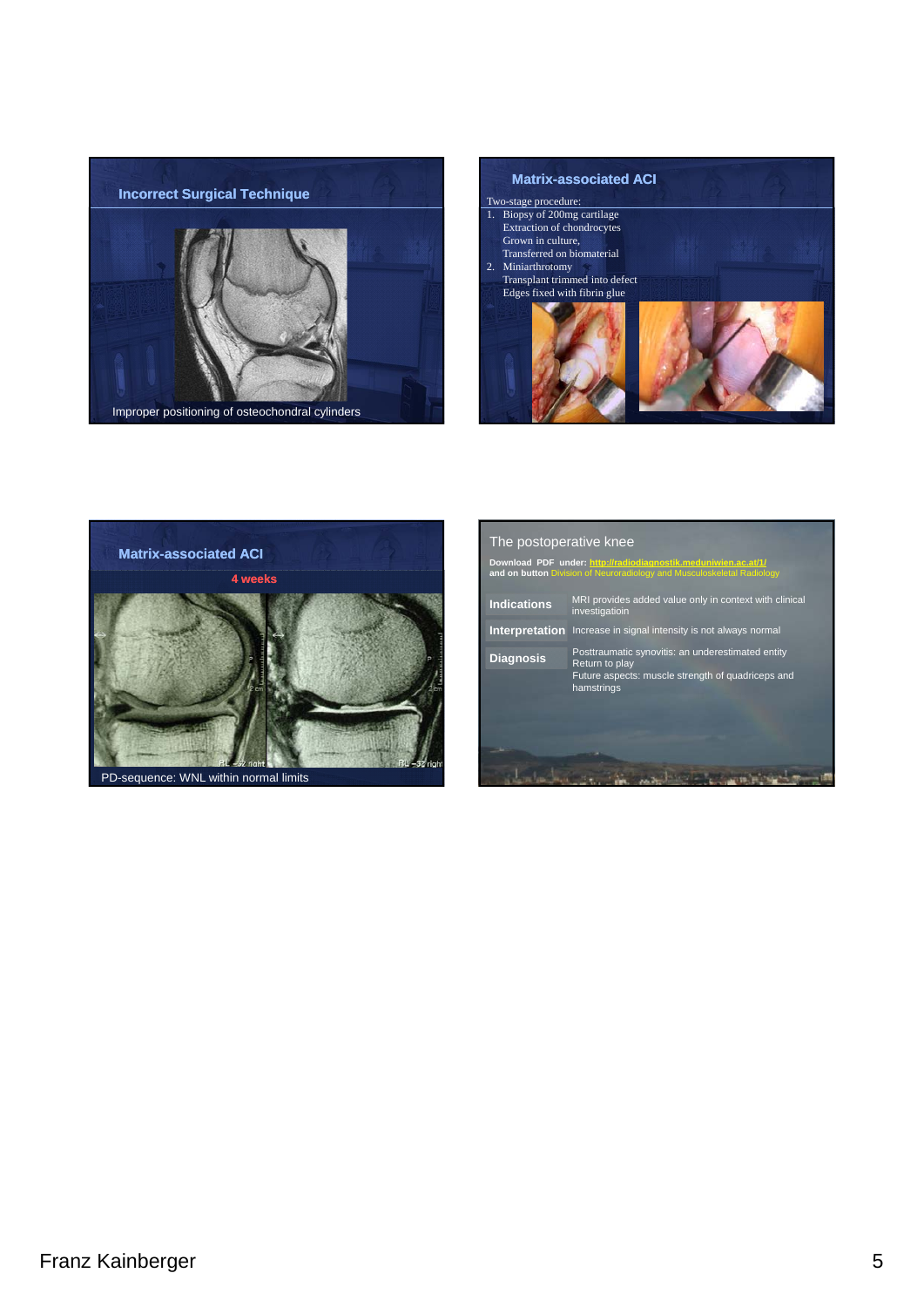## Incorrect Surgical Technique

Improper positioning of osteochondral cylinders

## Matrix-associated ACI

Two-stage procedure:

1. Biopsy of 200mg cartilage
   Extraction of chondrocytes
   Grown in culture,
   Transferred on biomaterial
2. Miniarthrotomy
   Transplant trimmed into defect
   Edges fixed with fibrin glue

## Matrix-associated ACI

**4 weeks**

PD-sequence: WNL within normal limits

## The postoperative knee

**Download PDF under: http://radiodiagnostik.meduniwien.ac.at/1/**
**and on button** Division of Neuroradiology and Musculoskeletal Radiology

| | |
|---|---|
| **Indications** | MRI provides added value only in context with clinical investigatioin |
| **Interpretation** | Increase in signal intensity is not always normal |
| **Diagnosis** | Posttraumatic synovitis: an underestimated entity<br>Return to play<br>Future aspects: muscle strength of quadriceps and hamstrings |